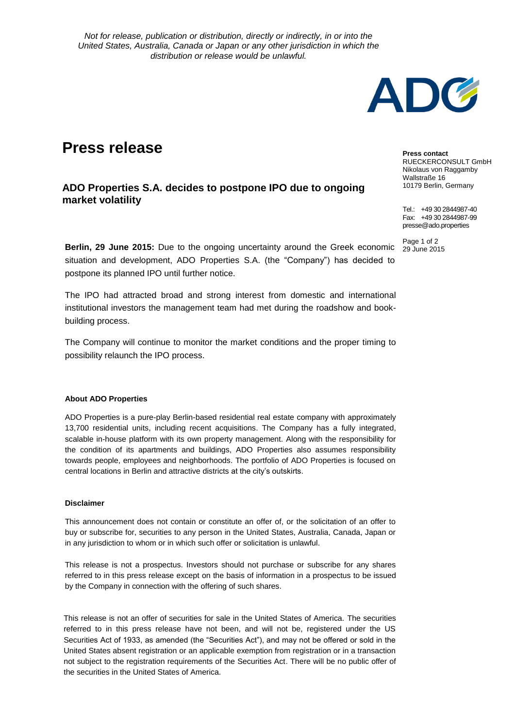*Not for release, publication or distribution, directly or indirectly, in or into the United States, Australia, Canada or Japan or any other jurisdiction in which the distribution or release would be unlawful.*

# Press release

## ADO Properties S.A. decides to postpone IPO due to ongoing market volatility

**Press contact**
RUECKERCONSULT GmbH
Nikolaus von Raggamby
Wallstraße 16
10179 Berlin, Germany

Tel.: +49 30 2844987-40
Fax: +49 30 2844987-99
presse@ado.properties

29 June 2015

**Berlin, 29 June 2015:** Due to the ongoing uncertainty around the Greek economic situation and development, ADO Properties S.A. (the "Company") has decided to postpone its planned IPO until further notice.

The IPO had attracted broad and strong interest from domestic and international institutional investors the management team had met during the roadshow and book-building process.

The Company will continue to monitor the market conditions and the proper timing to possibility relaunch the IPO process.

#### About ADO Properties

ADO Properties is a pure-play Berlin-based residential real estate company with approximately 13,700 residential units, including recent acquisitions. The Company has a fully integrated, scalable in-house platform with its own property management. Along with the responsibility for the condition of its apartments and buildings, ADO Properties also assumes responsibility towards people, employees and neighborhoods. The portfolio of ADO Properties is focused on central locations in Berlin and attractive districts at the city's outskirts.

#### Disclaimer

This announcement does not contain or constitute an offer of, or the solicitation of an offer to buy or subscribe for, securities to any person in the United States, Australia, Canada, Japan or in any jurisdiction to whom or in which such offer or solicitation is unlawful.

This release is not a prospectus. Investors should not purchase or subscribe for any shares referred to in this press release except on the basis of information in a prospectus to be issued by the Company in connection with the offering of such shares.

This release is not an offer of securities for sale in the United States of America. The securities referred to in this press release have not been, and will not be, registered under the US Securities Act of 1933, as amended (the "Securities Act"), and may not be offered or sold in the United States absent registration or an applicable exemption from registration or in a transaction not subject to the registration requirements of the Securities Act. There will be no public offer of the securities in the United States of America.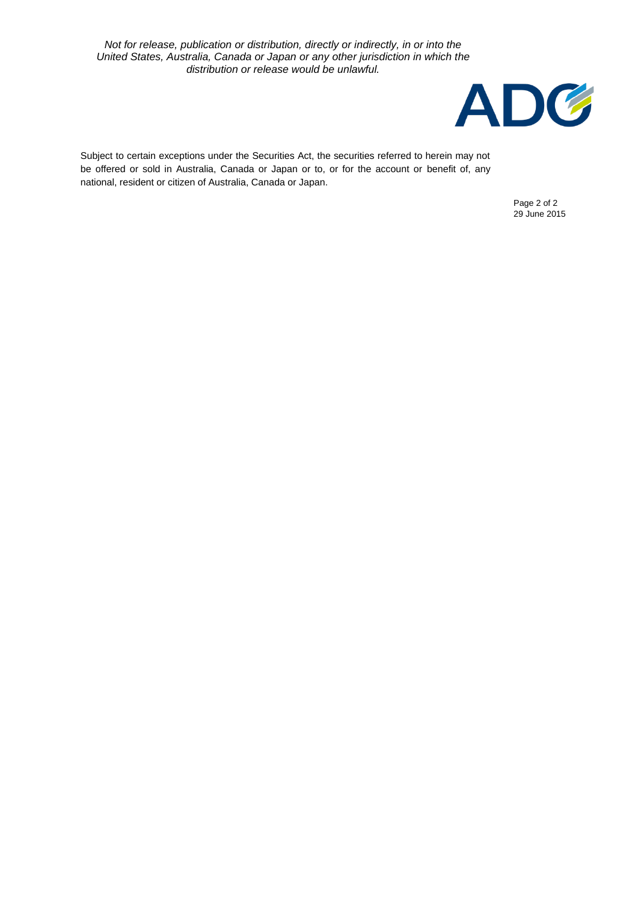*Not for release, publication or distribution, directly or indirectly, in or into the United States, Australia, Canada or Japan or any other jurisdiction in which the distribution or release would be unlawful.*

Subject to certain exceptions under the Securities Act, the securities referred to herein may not be offered or sold in Australia, Canada or Japan or to, or for the account or benefit of, any national, resident or citizen of Australia, Canada or Japan.

29 June 2015